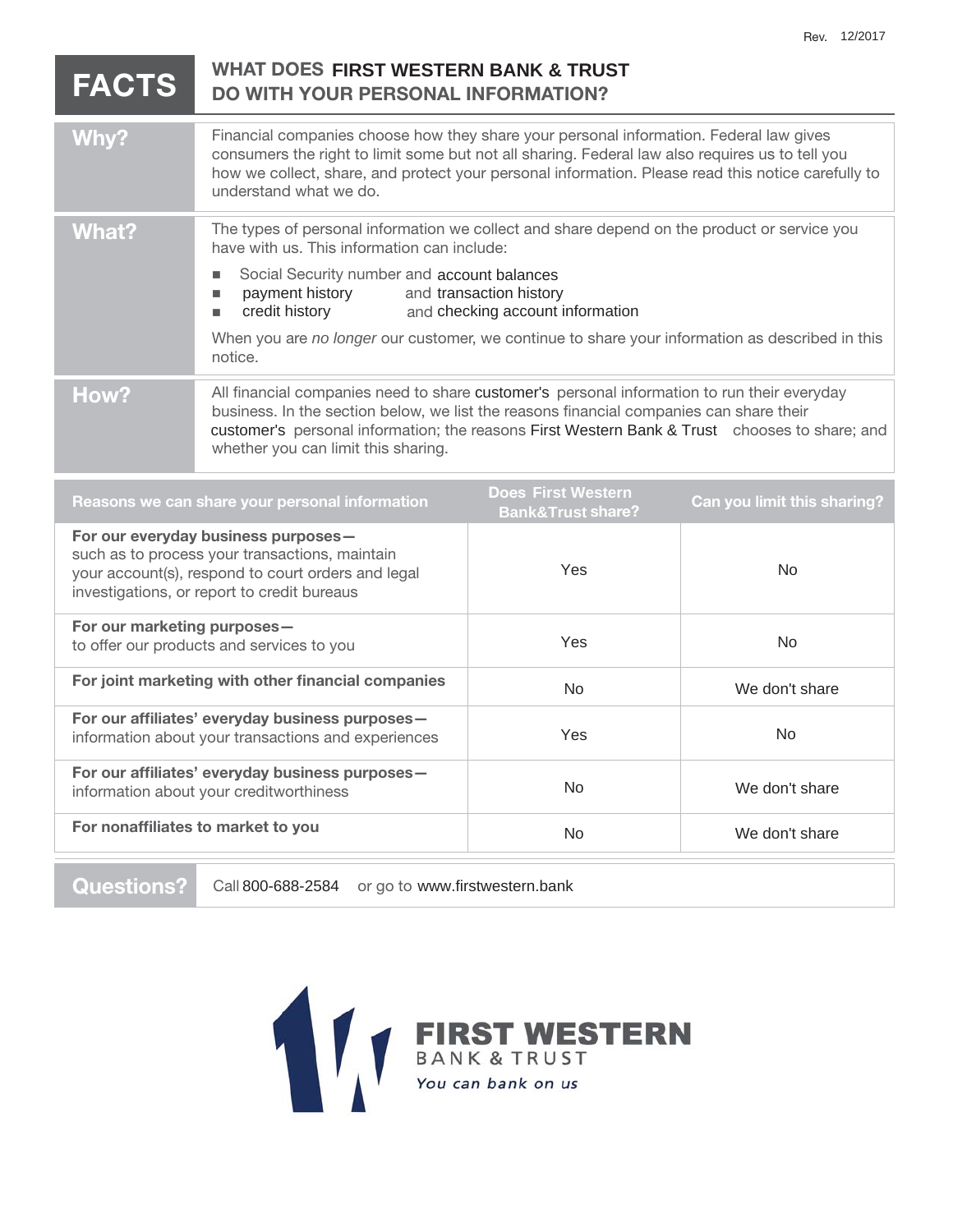Rev. 12/2017

# FACTS — WHAT DOES FIRST WESTERN BANK & TRUST DO WITH YOUR PERSONAL INFORMATION?

| | |
|---|---|
| **Why?** | Financial companies choose how they share your personal information. Federal law gives consumers the right to limit some but not all sharing. Federal law also requires us to tell you how we collect, share, and protect your personal information. Please read this notice carefully to understand what we do. |
| **What?** | The types of personal information we collect and share depend on the product or service you have with us. This information can include:<br>■ Social Security number and account balances<br>■ payment history and transaction history<br>■ credit history and checking account information<br><br>When you are *no longer* our customer, we continue to share your information as described in this notice. |
| **How?** | All financial companies need to share customer's personal information to run their everyday business. In the section below, we list the reasons financial companies can share their customer's personal information; the reasons First Western Bank & Trust chooses to share; and whether you can limit this sharing. |

| Reasons we can share your personal information | Does First Western Bank&Trust share? | Can you limit this sharing? |
|---|---|---|
| **For our everyday business purposes—** such as to process your transactions, maintain your account(s), respond to court orders and legal investigations, or report to credit bureaus | Yes | No |
| **For our marketing purposes—** to offer our products and services to you | Yes | No |
| **For joint marketing with other financial companies** | No | We don't share |
| **For our affiliates' everyday business purposes—** information about your transactions and experiences | Yes | No |
| **For our affiliates' everyday business purposes—** information about your creditworthiness | No | We don't share |
| **For nonaffiliates to market to you** | No | We don't share |

| | |
|---|---|
| **Questions?** | Call 800-688-2584 or go to www.firstwestern.bank |

FIRST WESTERN
BANK & TRUST
*You can bank on us*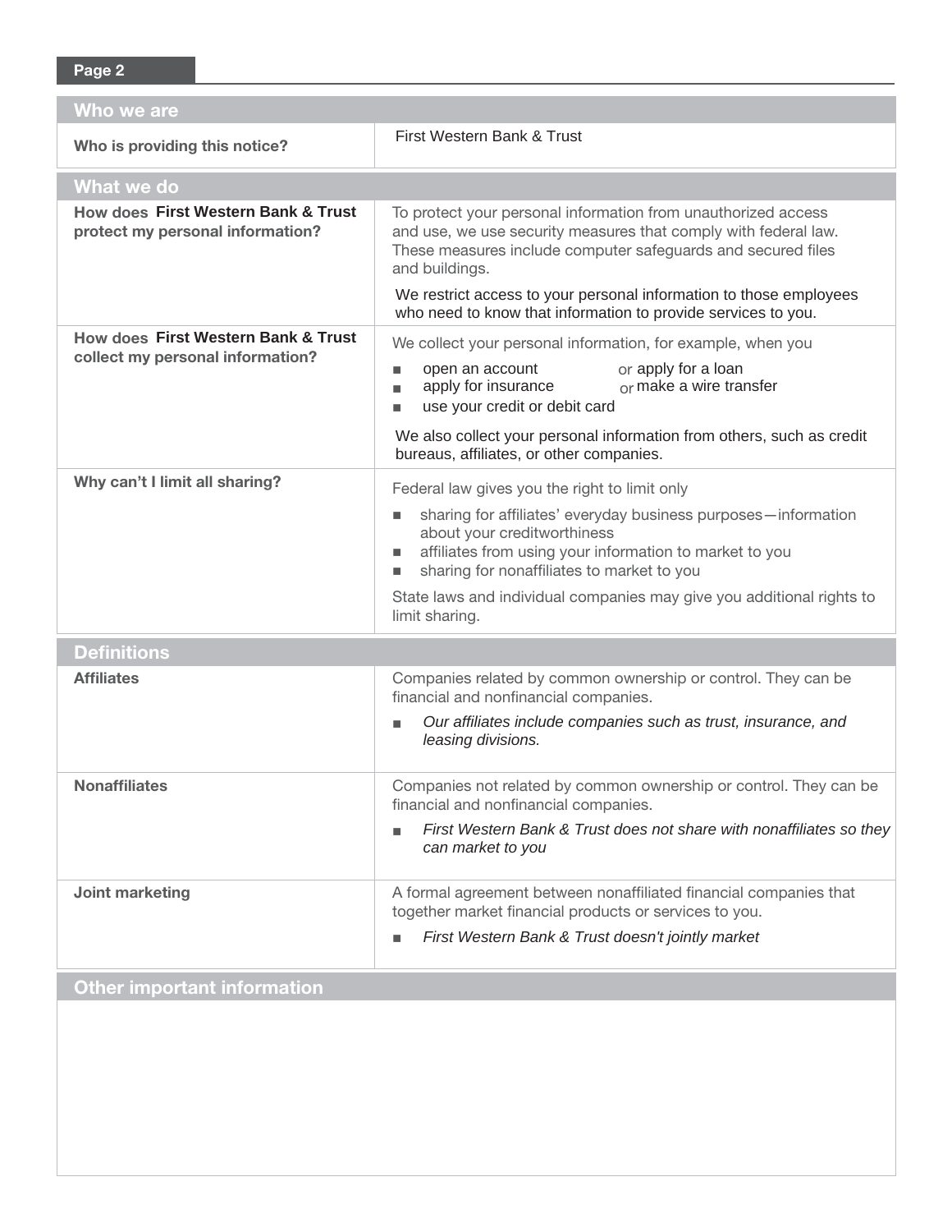| Who we are | |
| --- | --- |
| **Who is providing this notice?** | First Western Bank & Trust |

| What we do | |
| --- | --- |
| **How does First Western Bank & Trust protect my personal information?** | To protect your personal information from unauthorized access and use, we use security measures that comply with federal law. These measures include computer safeguards and secured files and buildings.<br><br>We restrict access to your personal information to those employees who need to know that information to provide services to you. |
| **How does First Western Bank & Trust collect my personal information?** | We collect your personal information, for example, when you<br>■ open an account or apply for a loan<br>■ apply for insurance or make a wire transfer<br>■ use your credit or debit card<br><br>We also collect your personal information from others, such as credit bureaus, affiliates, or other companies. |
| **Why can't I limit all sharing?** | Federal law gives you the right to limit only<br>■ sharing for affiliates' everyday business purposes—information about your creditworthiness<br>■ affiliates from using your information to market to you<br>■ sharing for nonaffiliates to market to you<br><br>State laws and individual companies may give you additional rights to limit sharing. |

| Definitions | |
| --- | --- |
| **Affiliates** | Companies related by common ownership or control. They can be financial and nonfinancial companies.<br>■ *Our affiliates include companies such as trust, insurance, and leasing divisions.* |
| **Nonaffiliates** | Companies not related by common ownership or control. They can be financial and nonfinancial companies.<br>■ *First Western Bank & Trust does not share with nonaffiliates so they can market to you* |
| **Joint marketing** | A formal agreement between nonaffiliated financial companies that together market financial products or services to you.<br>■ *First Western Bank & Trust doesn't jointly market* |

## Other important information